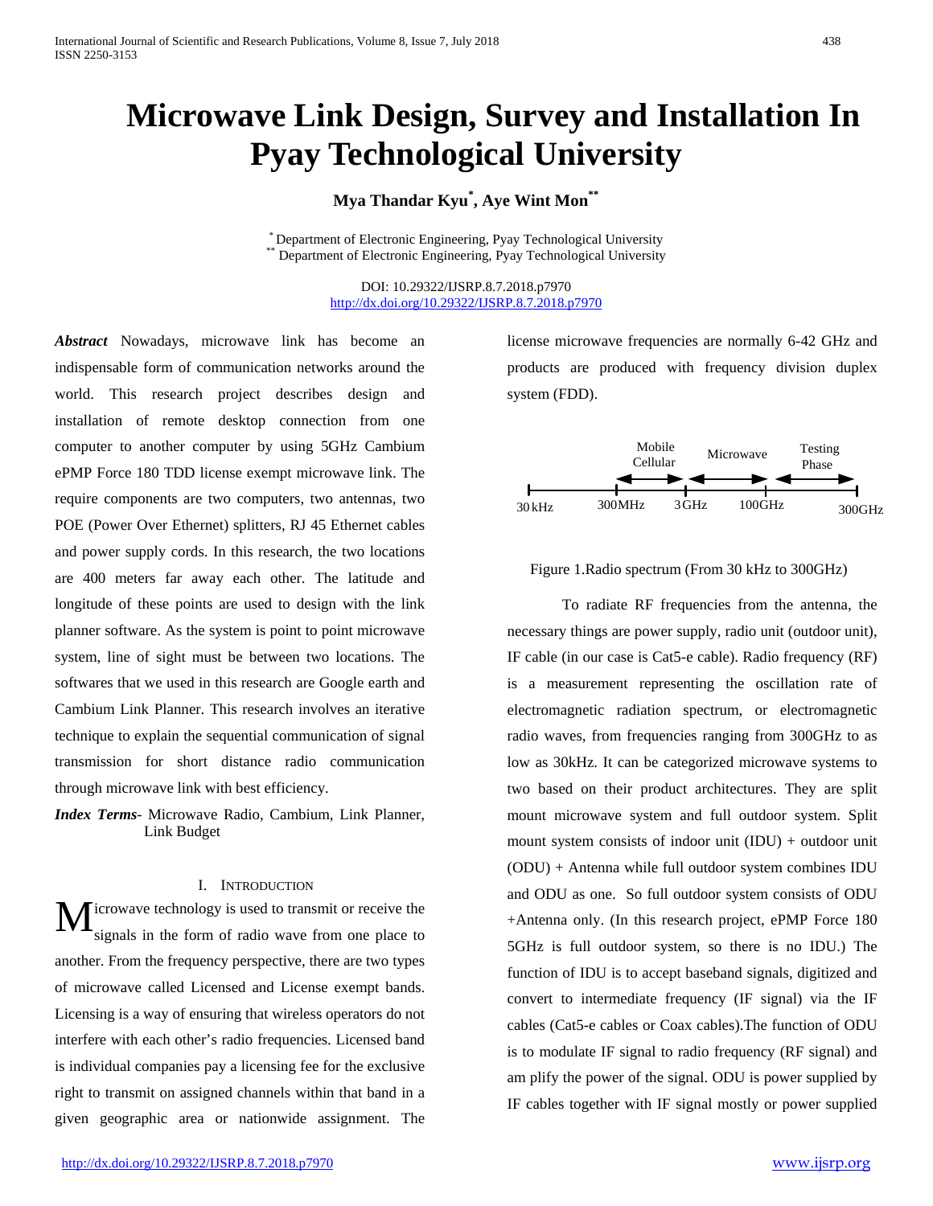# Microwave Link Design, Survey and Installation In Pyay Technological University

**Mya Thandar Kyu[*], Aye Wint Mon[**]**

[*] Department of Electronic Engineering, Pyay Technological University
[**] Department of Electronic Engineering, Pyay Technological University

DOI: 10.29322/IJSRP.8.7.2018.p7970
http://dx.doi.org/10.29322/IJSRP.8.7.2018.p7970

***Abstract*** Nowadays, microwave link has become an indispensable form of communication networks around the world. This research project describes design and installation of remote desktop connection from one computer to another computer by using 5GHz Cambium ePMP Force 180 TDD license exempt microwave link. The require components are two computers, two antennas, two POE (Power Over Ethernet) splitters, RJ 45 Ethernet cables and power supply cords. In this research, the two locations are 400 meters far away each other. The latitude and longitude of these points are used to design with the link planner software. As the system is point to point microwave system, line of sight must be between two locations. The softwares that we used in this research are Google earth and Cambium Link Planner. This research involves an iterative technique to explain the sequential communication of signal transmission for short distance radio communication through microwave link with best efficiency.

***Index Terms***- Microwave Radio, Cambium, Link Planner, Link Budget

## I. Introduction

Microwave technology is used to transmit or receive the signals in the form of radio wave from one place to another. From the frequency perspective, there are two types of microwave called Licensed and License exempt bands. Licensing is a way of ensuring that wireless operators do not interfere with each other's radio frequencies. Licensed band is individual companies pay a licensing fee for the exclusive right to transmit on assigned channels within that band in a given geographic area or nationwide assignment. The license microwave frequencies are normally 6-42 GHz and products are produced with frequency division duplex system (FDD).

Mobile Cellular | Microwave | Testing Phase
30 kHz | 300MHz | 3GHz | 100GHz | 300GHz

Figure 1.Radio spectrum (From 30 kHz to 300GHz)

To radiate RF frequencies from the antenna, the necessary things are power supply, radio unit (outdoor unit), IF cable (in our case is Cat5-e cable). Radio frequency (RF) is a measurement representing the oscillation rate of electromagnetic radiation spectrum, or electromagnetic radio waves, from frequencies ranging from 300GHz to as low as 30kHz. It can be categorized microwave systems to two based on their product architectures. They are split mount microwave system and full outdoor system. Split mount system consists of indoor unit (IDU) + outdoor unit (ODU) + Antenna while full outdoor system combines IDU and ODU as one. So full outdoor system consists of ODU +Antenna only. (In this research project, ePMP Force 180 5GHz is full outdoor system, so there is no IDU.) The function of IDU is to accept baseband signals, digitized and convert to intermediate frequency (IF signal) via the IF cables (Cat5-e cables or Coax cables).The function of ODU is to modulate IF signal to radio frequency (RF signal) and am plify the power of the signal. ODU is power supplied by IF cables together with IF signal mostly or power supplied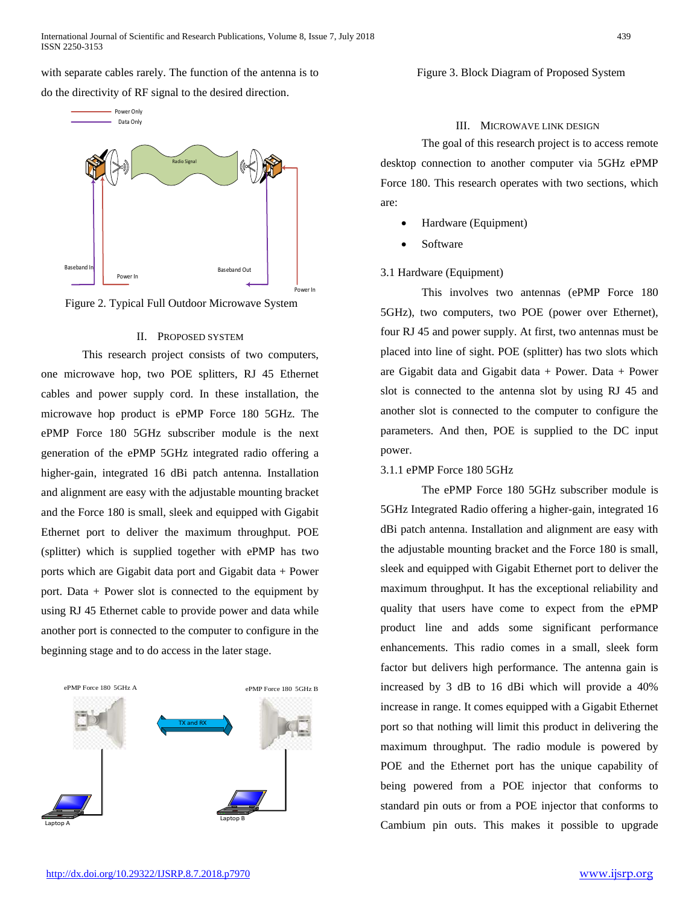with separate cables rarely. The function of the antenna is to do the directivity of RF signal to the desired direction.

Figure 2. Typical Full Outdoor Microwave System

## II. Proposed System

This research project consists of two computers, one microwave hop, two POE splitters, RJ 45 Ethernet cables and power supply cord. In these installation, the microwave hop product is ePMP Force 180 5GHz. The ePMP Force 180 5GHz subscriber module is the next generation of the ePMP 5GHz integrated radio offering a higher-gain, integrated 16 dBi patch antenna. Installation and alignment are easy with the adjustable mounting bracket and the Force 180 is small, sleek and equipped with Gigabit Ethernet port to deliver the maximum throughput. POE (splitter) which is supplied together with ePMP has two ports which are Gigabit data port and Gigabit data + Power port. Data + Power slot is connected to the equipment by using RJ 45 Ethernet cable to provide power and data while another port is connected to the computer to configure in the beginning stage and to do access in the later stage.

Figure 3. Block Diagram of Proposed System

## III. Microwave Link Design

The goal of this research project is to access remote desktop connection to another computer via 5GHz ePMP Force 180. This research operates with two sections, which are:

- Hardware (Equipment)
- Software

### 3.1 Hardware (Equipment)

This involves two antennas (ePMP Force 180 5GHz), two computers, two POE (power over Ethernet), four RJ 45 and power supply. At first, two antennas must be placed into line of sight. POE (splitter) has two slots which are Gigabit data and Gigabit data + Power. Data + Power slot is connected to the antenna slot by using RJ 45 and another slot is connected to the computer to configure the parameters. And then, POE is supplied to the DC input power.

#### 3.1.1 ePMP Force 180 5GHz

The ePMP Force 180 5GHz subscriber module is 5GHz Integrated Radio offering a higher-gain, integrated 16 dBi patch antenna. Installation and alignment are easy with the adjustable mounting bracket and the Force 180 is small, sleek and equipped with Gigabit Ethernet port to deliver the maximum throughput. It has the exceptional reliability and quality that users have come to expect from the ePMP product line and adds some significant performance enhancements. This radio comes in a small, sleek form factor but delivers high performance. The antenna gain is increased by 3 dB to 16 dBi which will provide a 40% increase in range. It comes equipped with a Gigabit Ethernet port so that nothing will limit this product in delivering the maximum throughput. The radio module is powered by POE and the Ethernet port has the unique capability of being powered from a POE injector that conforms to standard pin outs or from a POE injector that conforms to Cambium pin outs. This makes it possible to upgrade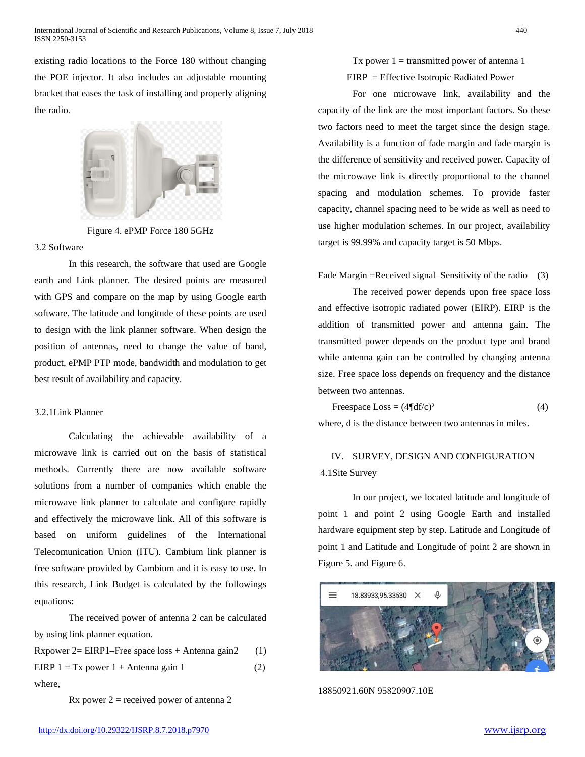existing radio locations to the Force 180 without changing the POE injector. It also includes an adjustable mounting bracket that eases the task of installing and properly aligning the radio.

Figure 4. ePMP Force 180 5GHz

### 3.2 Software

In this research, the software that used are Google earth and Link planner. The desired points are measured with GPS and compare on the map by using Google earth software. The latitude and longitude of these points are used to design with the link planner software. When design the position of antennas, need to change the value of band, product, ePMP PTP mode, bandwidth and modulation to get best result of availability and capacity.

#### 3.2.1Link Planner

Calculating the achievable availability of a microwave link is carried out on the basis of statistical methods. Currently there are now available software solutions from a number of companies which enable the microwave link planner to calculate and configure rapidly and effectively the microwave link. All of this software is based on uniform guidelines of the International Telecomunication Union (ITU). Cambium link planner is free software provided by Cambium and it is easy to use. In this research, Link Budget is calculated by the followings equations:

The received power of antenna 2 can be calculated by using link planner equation.

Rxpower 2= EIRP1–Free space loss + Antenna gain2 (1)

EIRP 1 = Tx power 1 + Antenna gain 1 (2)

where,

Rx power 2 = received power of antenna 2

Tx power 1 = transmitted power of antenna 1

EIRP = Effective Isotropic Radiated Power

For one microwave link, availability and the capacity of the link are the most important factors. So these two factors need to meet the target since the design stage. Availability is a function of fade margin and fade margin is the difference of sensitivity and received power. Capacity of the microwave link is directly proportional to the channel spacing and modulation schemes. To provide faster capacity, channel spacing need to be wide as well as need to use higher modulation schemes. In our project, availability target is 99.99% and capacity target is 50 Mbps.

Fade Margin =Received signal–Sensitivity of the radio (3)

The received power depends upon free space loss and effective isotropic radiated power (EIRP). EIRP is the addition of transmitted power and antenna gain. The transmitted power depends on the product type and brand while antenna gain can be controlled by changing antenna size. Free space loss depends on frequency and the distance between two antennas.

Freespace Loss = $(4¶df/c)^2$ (4)

where, d is the distance between two antennas in miles.

## IV. SURVEY, DESIGN AND CONFIGURATION

### 4.1Site Survey

In our project, we located latitude and longitude of point 1 and point 2 using Google Earth and installed hardware equipment step by step. Latitude and Longitude of point 1 and Latitude and Longitude of point 2 are shown in Figure 5. and Figure 6.

18850921.60N 95820907.10E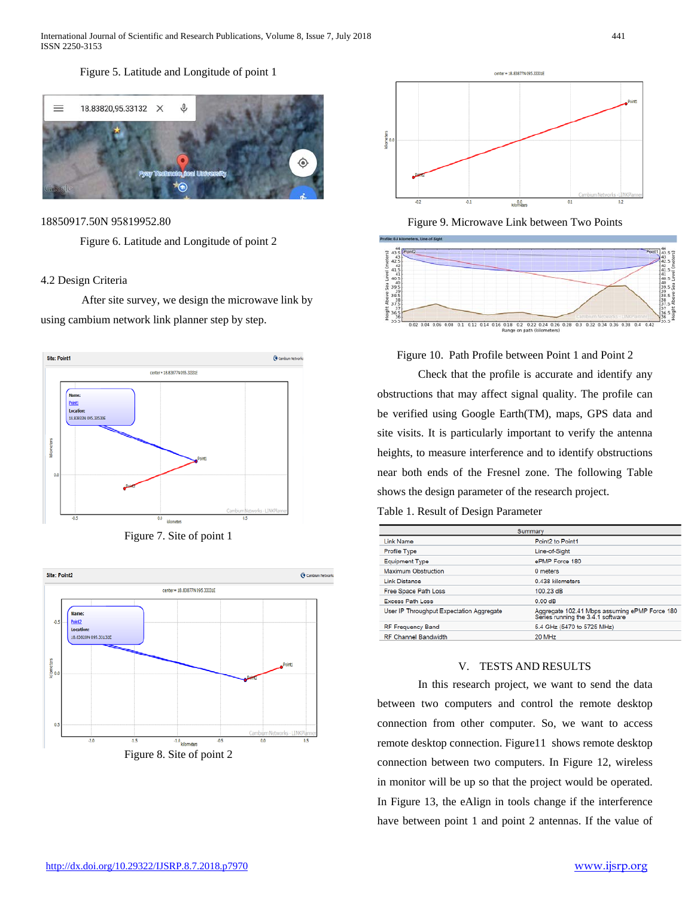Figure 5. Latitude and Longitude of point 1

18850917.50N 95819952.80

Figure 6. Latitude and Longitude of point 2

### 4.2 Design Criteria

After site survey, we design the microwave link by using cambium network link planner step by step.

Figure 7. Site of point 1

Figure 8. Site of point 2

Figure 9. Microwave Link between Two Points

Figure 10. Path Profile between Point 1 and Point 2

Check that the profile is accurate and identify any obstructions that may affect signal quality. The profile can be verified using Google Earth(TM), maps, GPS data and site visits. It is particularly important to verify the antenna heights, to measure interference and to identify obstructions near both ends of the Fresnel zone. The following Table shows the design parameter of the research project.

Table 1. Result of Design Parameter

| Summary | |
|---|---|
| Link Name | Point2 to Point1 |
| Profile Type | Line-of-Sight |
| Equipment Type | ePMP Force 180 |
| Maximum Obstruction | 0 meters |
| Link Distance | 0.438 kilometers |
| Free Space Path Loss | 100.23 dB |
| Excess Path Loss | 0.00 dB |
| User IP Throughput Expectation Aggregate | Aggregate 102.41 Mbps assuming ePMP Force 180 Series running the 3.4.1 software |
| RF Frequency Band | 5.4 GHz (5470 to 5725 MHz) |
| RF Channel Bandwidth | 20 MHz |

## V. TESTS AND RESULTS

In this research project, we want to send the data between two computers and control the remote desktop connection from other computer. So, we want to access remote desktop connection. Figure11 shows remote desktop connection between two computers. In Figure 12, wireless in monitor will be up so that the project would be operated. In Figure 13, the eAlign in tools change if the interference have between point 1 and point 2 antennas. If the value of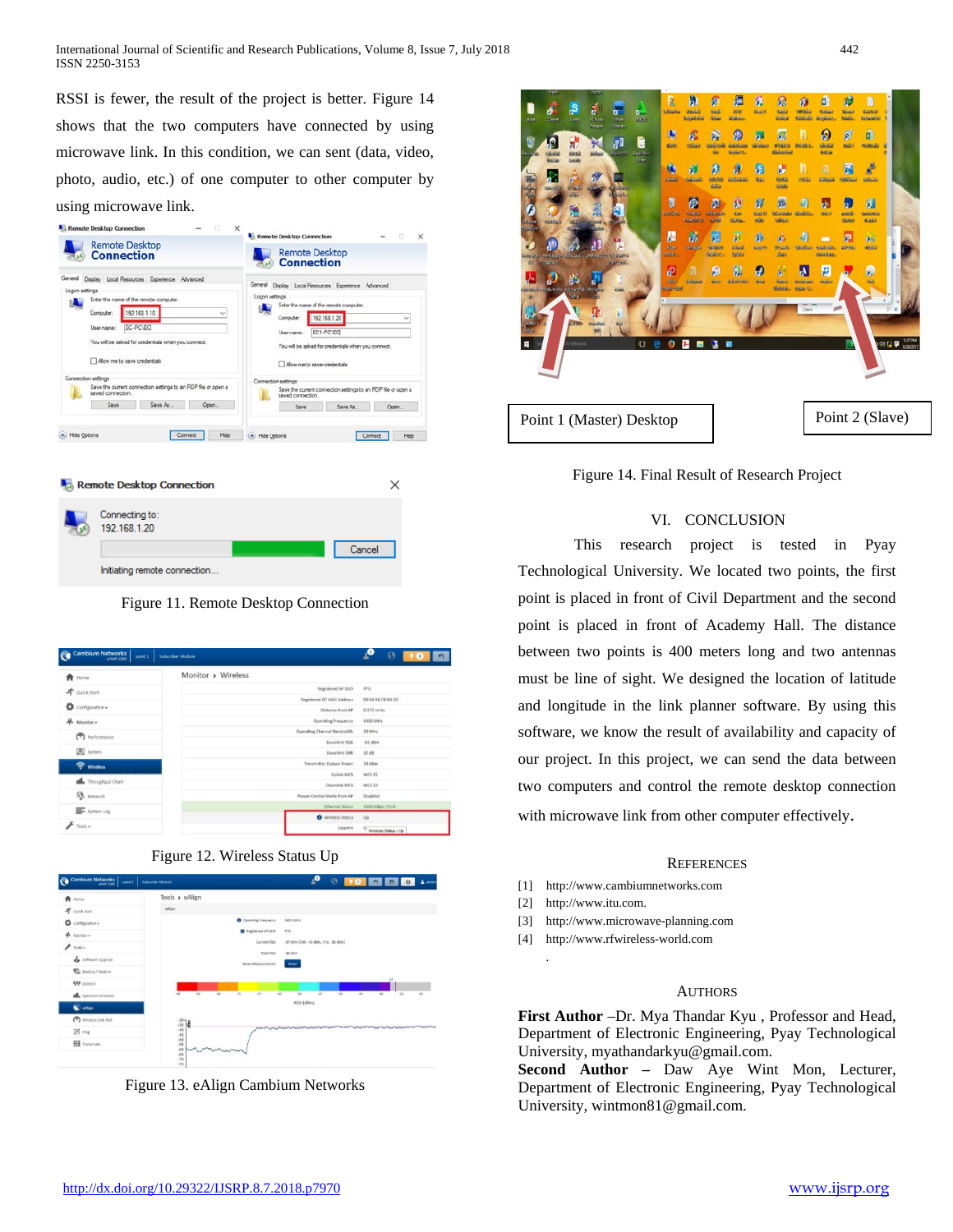RSSI is fewer, the result of the project is better. Figure 14 shows that the two computers have connected by using microwave link. In this condition, we can sent (data, video, photo, audio, etc.) of one computer to other computer by using microwave link.

Figure 11. Remote Desktop Connection

Figure 12. Wireless Status Up

Figure 13. eAlign Cambium Networks

Point 1 (Master) Desktop

Point 2 (Slave)

Figure 14. Final Result of Research Project

## VI. CONCLUSION

This research project is tested in Pyay Technological University. We located two points, the first point is placed in front of Civil Department and the second point is placed in front of Academy Hall. The distance between two points is 400 meters long and two antennas must be line of sight. We designed the location of latitude and longitude in the link planner software. By using this software, we know the result of availability and capacity of our project. In this project, we can send the data between two computers and control the remote desktop connection with microwave link from other computer effectively.

## REFERENCES

[1] http://www.cambiumnetworks.com
[2] http://www.itu.com.
[3] http://www.microwave-planning.com
[4] http://www.rfwireless-world.com

## AUTHORS

**First Author** –Dr. Mya Thandar Kyu , Professor and Head, Department of Electronic Engineering, Pyay Technological University, myathandarkyu@gmail.com.

**Second Author** – Daw Aye Wint Mon, Lecturer, Department of Electronic Engineering, Pyay Technological University, wintmon81@gmail.com.